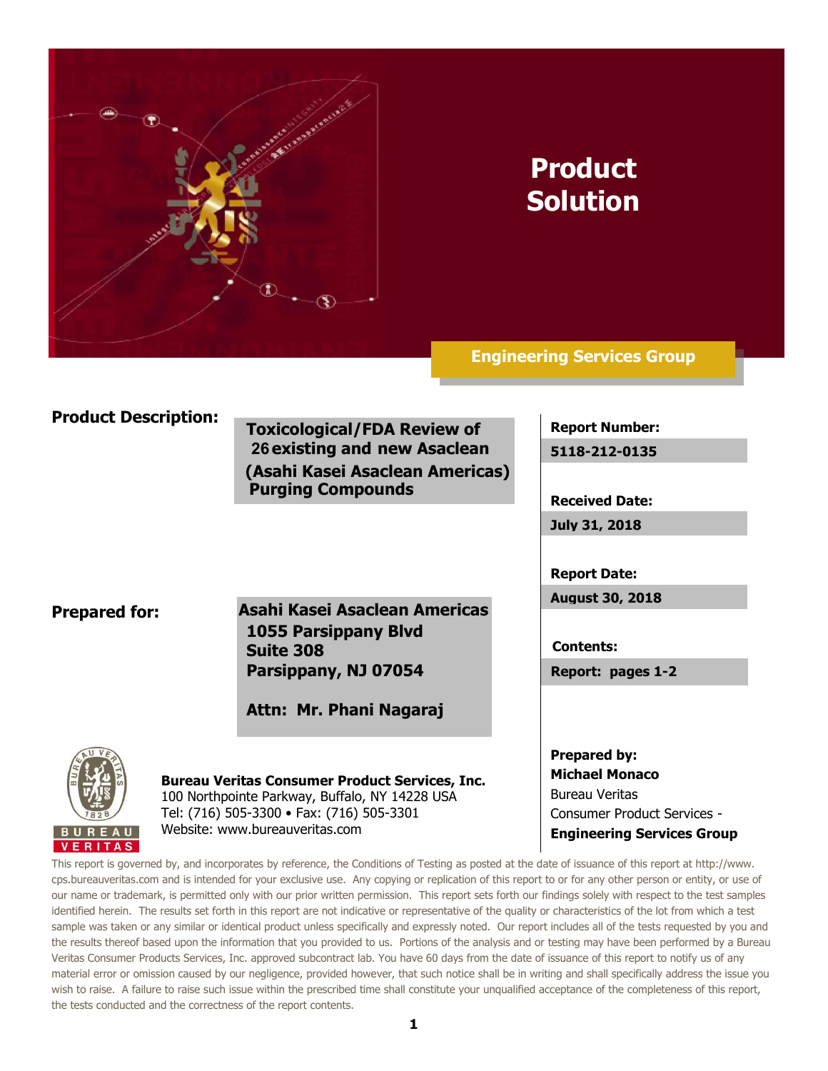# Product Solution

**Engineering Services Group**

**Product Description:**

**Toxicological/FDA Review of 26 existing and new Asaclean (Asahi Kasei Asaclean Americas) Purging Compounds**

**Report Number:**
**5118-212-0135**

**Received Date:**
**July 31, 2018**

**Report Date:**
**August 30, 2018**

**Contents:**
**Report: pages 1-2**

**Prepared for:**

**Asahi Kasei Asaclean Americas**
**1055 Parsippany Blvd**
**Suite 308**
**Parsippany, NJ 07054**

**Attn: Mr. Phani Nagaraj**

**Bureau Veritas Consumer Product Services, Inc.**
100 Northpointe Parkway, Buffalo, NY 14228 USA
Tel: (716) 505-3300 • Fax: (716) 505-3301
Website: www.bureauveritas.com

**Prepared by:**
**Michael Monaco**
Bureau Veritas
Consumer Product Services -
**Engineering Services Group**

This report is governed by, and incorporates by reference, the Conditions of Testing as posted at the date of issuance of this report at http://www.cps.bureauveritas.com and is intended for your exclusive use. Any copying or replication of this report to or for any other person or entity, or use of our name or trademark, is permitted only with our prior written permission. This report sets forth our findings solely with respect to the test samples identified herein. The results set forth in this report are not indicative or representative of the quality or characteristics of the lot from which a test sample was taken or any similar or identical product unless specifically and expressly noted. Our report includes all of the tests requested by you and the results thereof based upon the information that you provided to us. Portions of the analysis and or testing may have been performed by a Bureau Veritas Consumer Products Services, Inc. approved subcontract lab. You have 60 days from the date of issuance of this report to notify us of any material error or omission caused by our negligence, provided however, that such notice shall be in writing and shall specifically address the issue you wish to raise. A failure to raise such issue within the prescribed time shall constitute your unqualified acceptance of the completeness of this report, the tests conducted and the correctness of the report contents.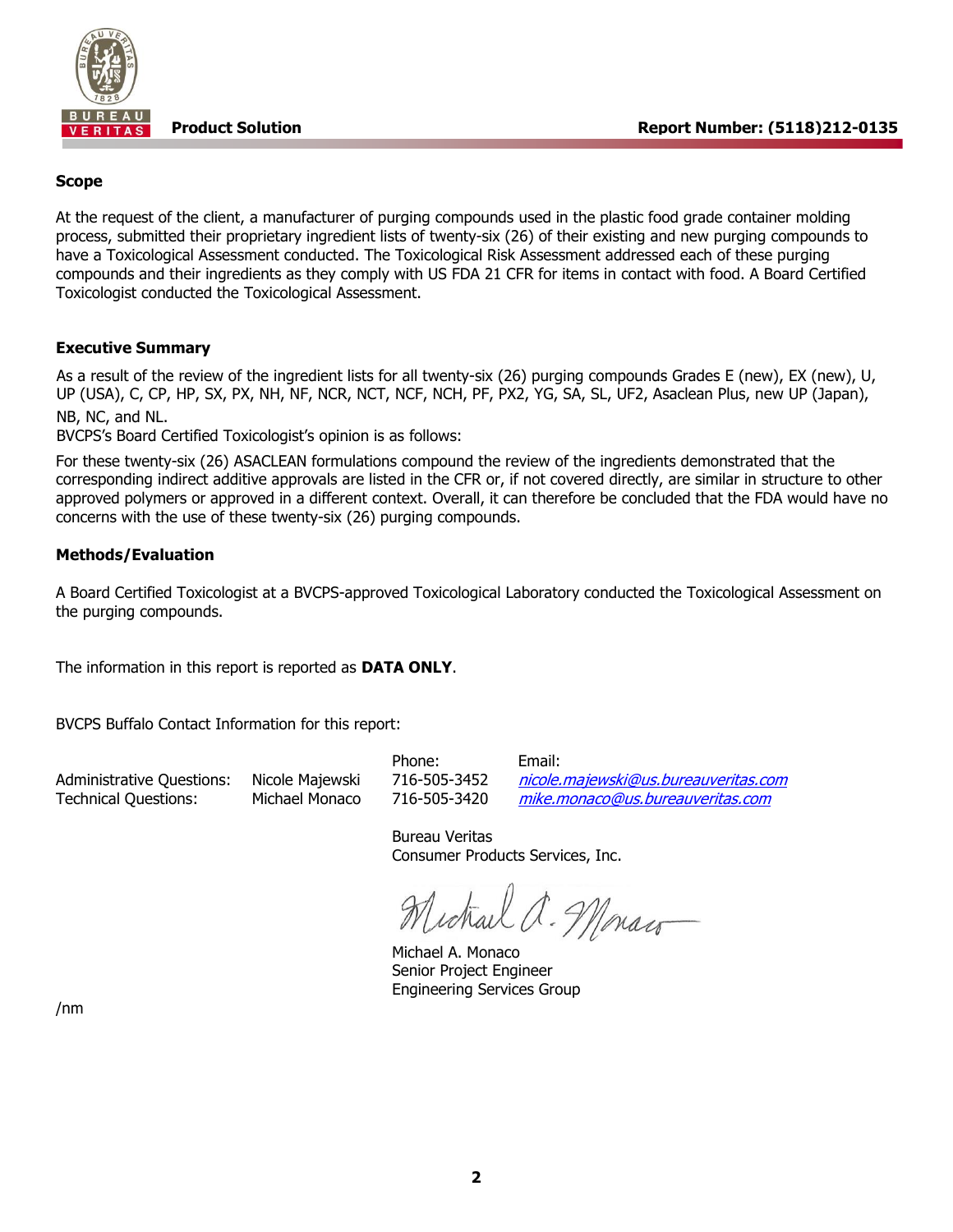**Product Solution** **Report Number: (5118)212-0135**

## Scope

At the request of the client, a manufacturer of purging compounds used in the plastic food grade container molding process, submitted their proprietary ingredient lists of twenty-six (26) of their existing and new purging compounds to have a Toxicological Assessment conducted. The Toxicological Risk Assessment addressed each of these purging compounds and their ingredients as they comply with US FDA 21 CFR for items in contact with food. A Board Certified Toxicologist conducted the Toxicological Assessment.

## Executive Summary

As a result of the review of the ingredient lists for all twenty-six (26) purging compounds Grades E (new), EX (new), U, UP (USA), C, CP, HP, SX, PX, NH, NF, NCR, NCT, NCF, NCH, PF, PX2, YG, SA, SL, UF2, Asaclean Plus, new UP (Japan), NB, NC, and NL.

BVCPS's Board Certified Toxicologist's opinion is as follows:

For these twenty-six (26) ASACLEAN formulations compound the review of the ingredients demonstrated that the corresponding indirect additive approvals are listed in the CFR or, if not covered directly, are similar in structure to other approved polymers or approved in a different context. Overall, it can therefore be concluded that the FDA would have no concerns with the use of these twenty-six (26) purging compounds.

## Methods/Evaluation

A Board Certified Toxicologist at a BVCPS-approved Toxicological Laboratory conducted the Toxicological Assessment on the purging compounds.

The information in this report is reported as **DATA ONLY**.

BVCPS Buffalo Contact Information for this report:

| | | Phone: | Email: |
|---|---|---|---|
| Administrative Questions: | Nicole Majewski | 716-505-3452 | *nicole.majewski@us.bureauveritas.com* |
| Technical Questions: | Michael Monaco | 716-505-3420 | *mike.monaco@us.bureauveritas.com* |

Bureau Veritas
Consumer Products Services, Inc.

Michael A. Monaco
Senior Project Engineer
Engineering Services Group

/nm